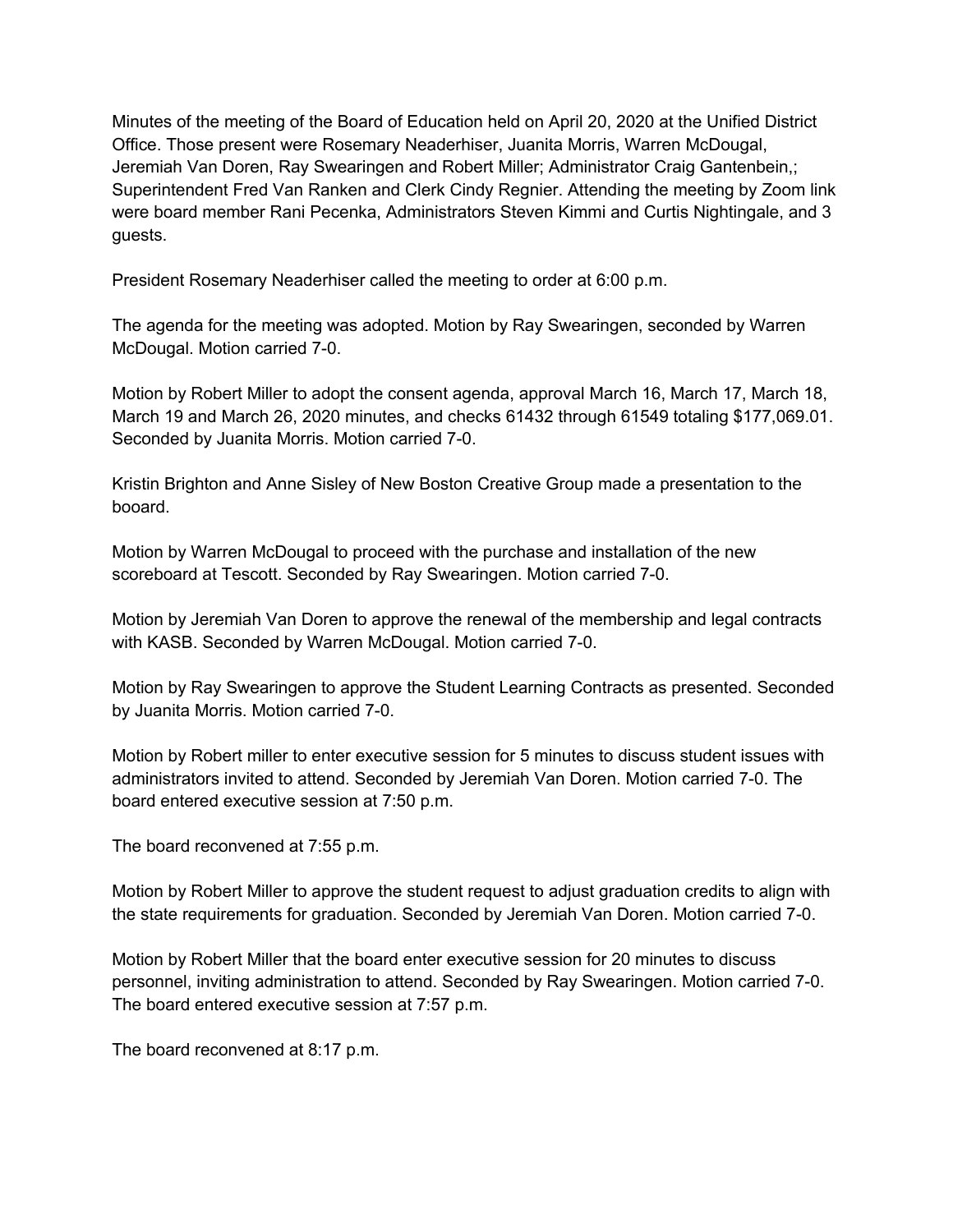Minutes of the meeting of the Board of Education held on April 20, 2020 at the Unified District Office. Those present were Rosemary Neaderhiser, Juanita Morris, Warren McDougal, Jeremiah Van Doren, Ray Swearingen and Robert Miller; Administrator Craig Gantenbein,; Superintendent Fred Van Ranken and Clerk Cindy Regnier. Attending the meeting by Zoom link were board member Rani Pecenka, Administrators Steven Kimmi and Curtis Nightingale, and 3 guests.

President Rosemary Neaderhiser called the meeting to order at 6:00 p.m.

The agenda for the meeting was adopted. Motion by Ray Swearingen, seconded by Warren McDougal. Motion carried 7-0.

Motion by Robert Miller to adopt the consent agenda, approval March 16, March 17, March 18, March 19 and March 26, 2020 minutes, and checks 61432 through 61549 totaling $177,069.01. Seconded by Juanita Morris. Motion carried 7-0.

Kristin Brighton and Anne Sisley of New Boston Creative Group made a presentation to the booard.

Motion by Warren McDougal to proceed with the purchase and installation of the new scoreboard at Tescott. Seconded by Ray Swearingen. Motion carried 7-0.

Motion by Jeremiah Van Doren to approve the renewal of the membership and legal contracts with KASB. Seconded by Warren McDougal. Motion carried 7-0.

Motion by Ray Swearingen to approve the Student Learning Contracts as presented. Seconded by Juanita Morris. Motion carried 7-0.

Motion by Robert miller to enter executive session for 5 minutes to discuss student issues with administrators invited to attend. Seconded by Jeremiah Van Doren. Motion carried 7-0. The board entered executive session at 7:50 p.m.

The board reconvened at 7:55 p.m.

Motion by Robert Miller to approve the student request to adjust graduation credits to align with the state requirements for graduation. Seconded by Jeremiah Van Doren. Motion carried 7-0.

Motion by Robert Miller that the board enter executive session for 20 minutes to discuss personnel, inviting administration to attend. Seconded by Ray Swearingen. Motion carried 7-0. The board entered executive session at 7:57 p.m.

The board reconvened at 8:17 p.m.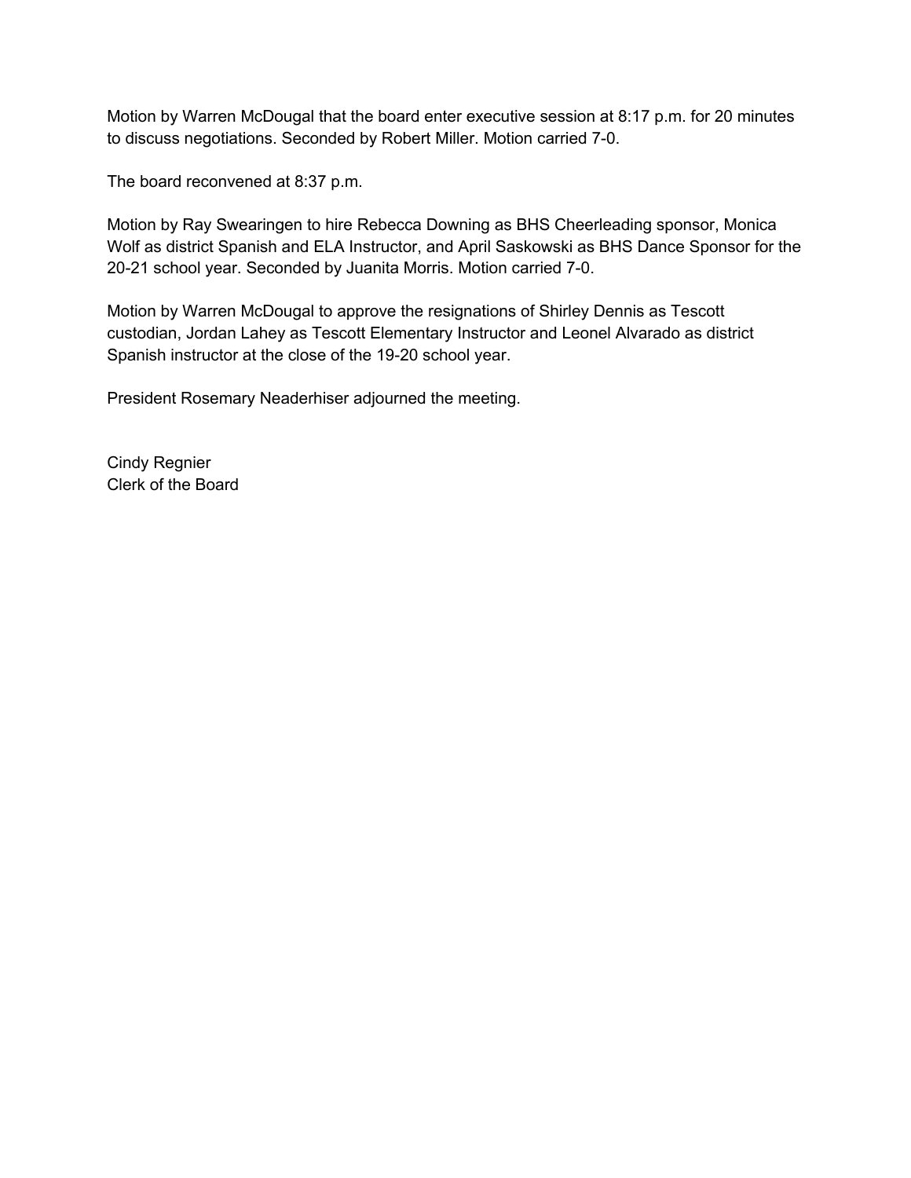Motion by Warren McDougal that the board enter executive session at 8:17 p.m. for 20 minutes to discuss negotiations. Seconded by Robert Miller. Motion carried 7-0.

The board reconvened at 8:37 p.m.

Motion by Ray Swearingen to hire Rebecca Downing as BHS Cheerleading sponsor, Monica Wolf as district Spanish and ELA Instructor, and April Saskowski as BHS Dance Sponsor for the 20-21 school year. Seconded by Juanita Morris. Motion carried 7-0.

Motion by Warren McDougal to approve the resignations of Shirley Dennis as Tescott custodian, Jordan Lahey as Tescott Elementary Instructor and Leonel Alvarado as district Spanish instructor at the close of the 19-20 school year.

President Rosemary Neaderhiser adjourned the meeting.

Cindy Regnier
Clerk of the Board